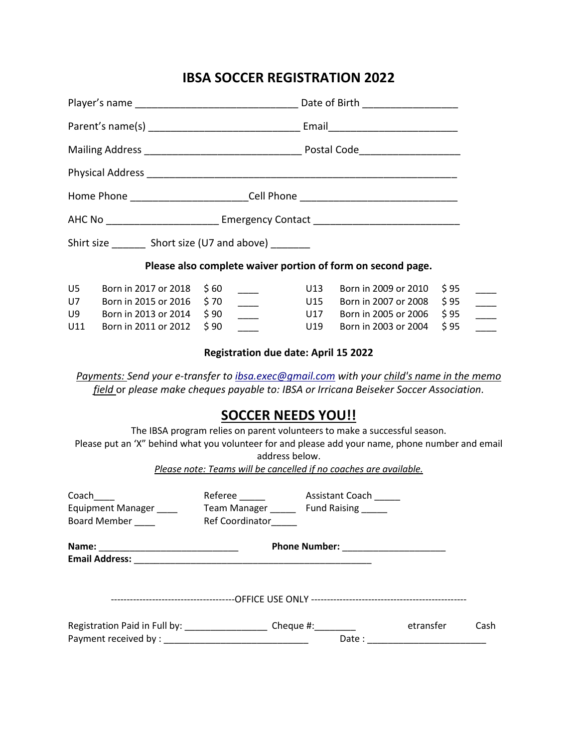# IBSA SOCCER REGISTRATION 2022

Player's name ____________________________ Date of Birth ________________

Parent's name(s) __________________________ Email______________________

Mailing Address ___________________________ Postal Code_________________

Physical Address ______________________________________________________

Home Phone ____________________Cell Phone ___________________________

AHC No ___________________ Emergency Contact _________________________

Shirt size ______ Short size (U7 and above) _______

**Please also complete waiver portion of form on second page.**

| | | | | | | | |
|---|---|---|---|---|---|---|---|
| U5 | Born in 2017 or 2018 | $ 60 | ____ | U13 | Born in 2009 or 2010 | $ 95 | ____ |
| U7 | Born in 2015 or 2016 | $ 70 | ____ | U15 | Born in 2007 or 2008 | $ 95 | ____ |
| U9 | Born in 2013 or 2014 | $ 90 | ____ | U17 | Born in 2005 or 2006 | $ 95 | ____ |
| U11 | Born in 2011 or 2012 | $ 90 | ____ | U19 | Born in 2003 or 2004 | $ 95 | ____ |

**Registration due date: April 15 2022**

*Payments: Send your e-transfer to ibsa.exec@gmail.com with your child's name in the memo field or please make cheques payable to: IBSA or Irricana Beiseker Soccer Association.*

## SOCCER NEEDS YOU!!

The IBSA program relies on parent volunteers to make a successful season.
Please put an 'X" behind what you volunteer for and please add your name, phone number and email address below.

*Please note: Teams will be cancelled if no coaches are available.*

Coach____ Referee _____ Assistant Coach _____
Equipment Manager ____ Team Manager _____ Fund Raising _____
Board Member ____ Ref Coordinator_____

**Name:** ___________________________ **Phone Number:** ____________________
**Email Address:** _______________________________________________

---------------------------------------OFFICE USE ONLY -------------------------------------------------

Registration Paid in Full by: ________________ Cheque #:________ etransfer Cash
Payment received by : ____________________________ Date : _______________________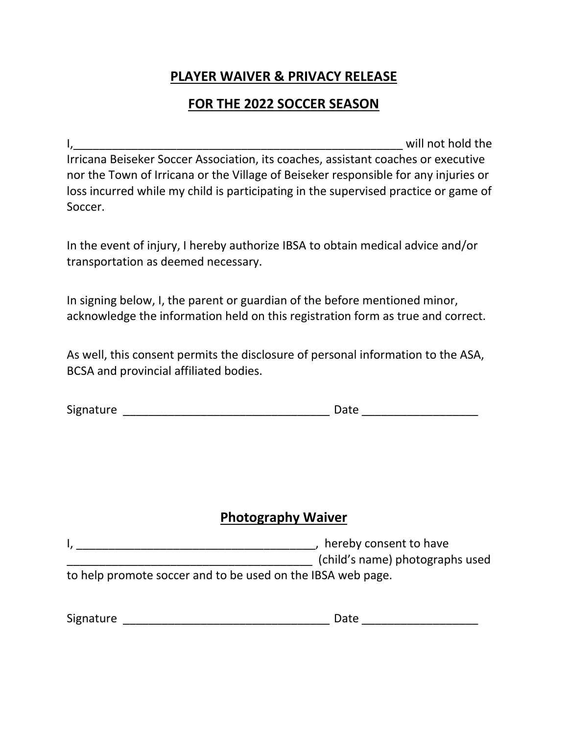## PLAYER WAIVER & PRIVACY RELEASE

## FOR THE 2022 SOCCER SEASON

I,_____________________________________________________ will not hold the Irricana Beiseker Soccer Association, its coaches, assistant coaches or executive nor the Town of Irricana or the Village of Beiseker responsible for any injuries or loss incurred while my child is participating in the supervised practice or game of Soccer.

In the event of injury, I hereby authorize IBSA to obtain medical advice and/or transportation as deemed necessary.

In signing below, I, the parent or guardian of the before mentioned minor, acknowledge the information held on this registration form as true and correct.

As well, this consent permits the disclosure of personal information to the ASA, BCSA and provincial affiliated bodies.

Signature _________________________________ Date __________________

## Photography Waiver

I, ______________________________________, hereby consent to have ______________________________________ (child's name) photographs used to help promote soccer and to be used on the IBSA web page.

Signature _________________________________ Date __________________